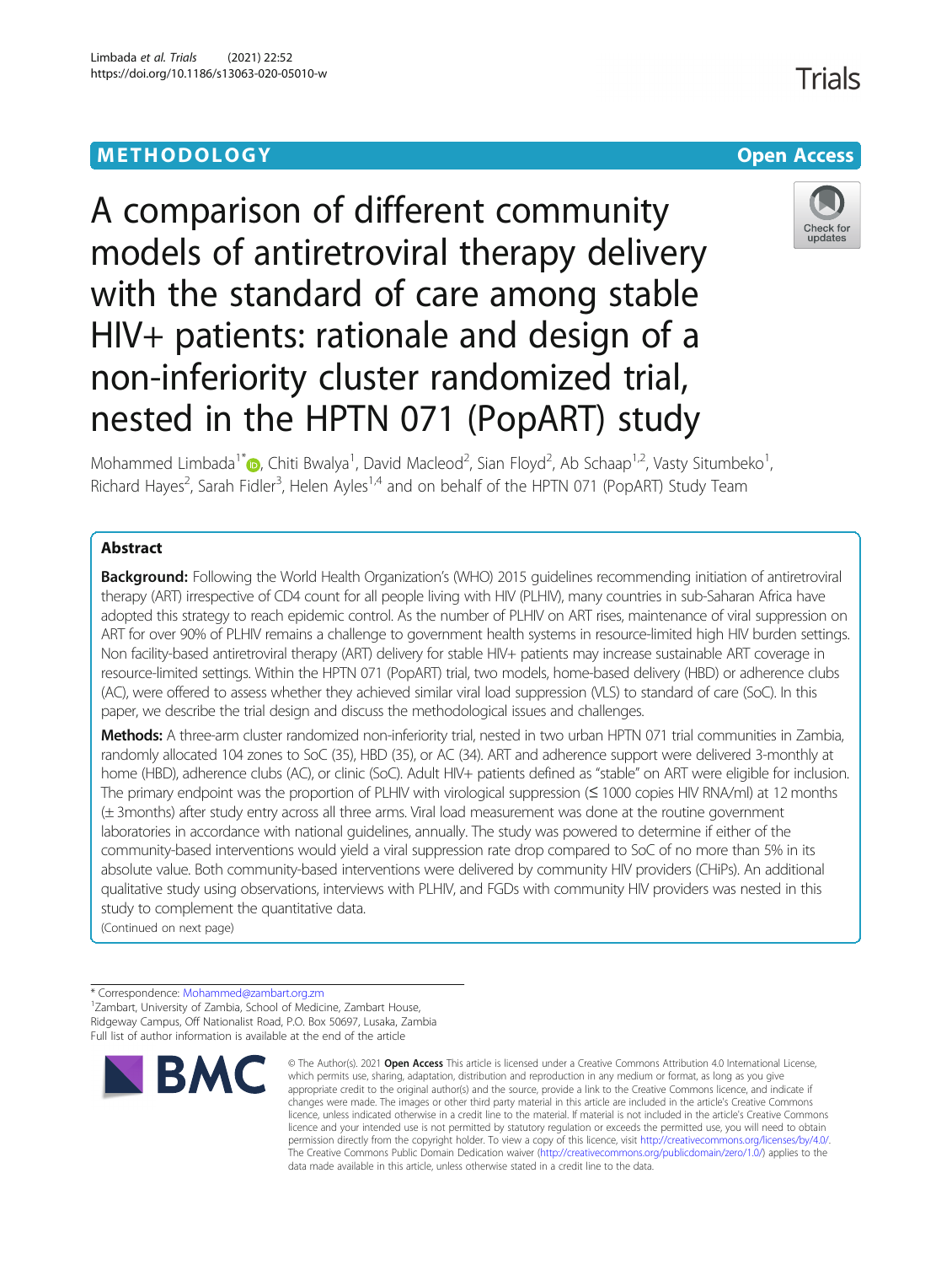METHODOLOGY

Open Access

# A comparison of different community models of antiretroviral therapy delivery with the standard of care among stable HIV+ patients: rationale and design of a non-inferiority cluster randomized trial, nested in the HPTN 071 (PopART) study

Mohammed Limbada[1*], Chiti Bwalya[1], David Macleod[2], Sian Floyd[2], Ab Schaap[1,2], Vasty Situmbeko[1], Richard Hayes[2], Sarah Fidler[3], Helen Ayles[1,4] and on behalf of the HPTN 071 (PopART) Study Team

## Abstract

**Background:** Following the World Health Organization's (WHO) 2015 guidelines recommending initiation of antiretroviral therapy (ART) irrespective of CD4 count for all people living with HIV (PLHIV), many countries in sub-Saharan Africa have adopted this strategy to reach epidemic control. As the number of PLHIV on ART rises, maintenance of viral suppression on ART for over 90% of PLHIV remains a challenge to government health systems in resource-limited high HIV burden settings. Non facility-based antiretroviral therapy (ART) delivery for stable HIV+ patients may increase sustainable ART coverage in resource-limited settings. Within the HPTN 071 (PopART) trial, two models, home-based delivery (HBD) or adherence clubs (AC), were offered to assess whether they achieved similar viral load suppression (VLS) to standard of care (SoC). In this paper, we describe the trial design and discuss the methodological issues and challenges.

**Methods:** A three-arm cluster randomized non-inferiority trial, nested in two urban HPTN 071 trial communities in Zambia, randomly allocated 104 zones to SoC (35), HBD (35), or AC (34). ART and adherence support were delivered 3-monthly at home (HBD), adherence clubs (AC), or clinic (SoC). Adult HIV+ patients defined as "stable" on ART were eligible for inclusion. The primary endpoint was the proportion of PLHIV with virological suppression (≤ 1000 copies HIV RNA/ml) at 12 months (± 3months) after study entry across all three arms. Viral load measurement was done at the routine government laboratories in accordance with national guidelines, annually. The study was powered to determine if either of the community-based interventions would yield a viral suppression rate drop compared to SoC of no more than 5% in its absolute value. Both community-based interventions were delivered by community HIV providers (CHiPs). An additional qualitative study using observations, interviews with PLHIV, and FGDs with community HIV providers was nested in this study to complement the quantitative data.

(Continued on next page)

* Correspondence: Mohammed@zambart.org.zm

[1]Zambart, University of Zambia, School of Medicine, Zambart House, Ridgeway Campus, Off Nationalist Road, P.O. Box 50697, Lusaka, Zambia

Full list of author information is available at the end of the article

© The Author(s). 2021 **Open Access** This article is licensed under a Creative Commons Attribution 4.0 International License, which permits use, sharing, adaptation, distribution and reproduction in any medium or format, as long as you give appropriate credit to the original author(s) and the source, provide a link to the Creative Commons licence, and indicate if changes were made. The images or other third party material in this article are included in the article's Creative Commons licence, unless indicated otherwise in a credit line to the material. If material is not included in the article's Creative Commons licence and your intended use is not permitted by statutory regulation or exceeds the permitted use, you will need to obtain permission directly from the copyright holder. To view a copy of this licence, visit http://creativecommons.org/licenses/by/4.0/. The Creative Commons Public Domain Dedication waiver (http://creativecommons.org/publicdomain/zero/1.0/) applies to the data made available in this article, unless otherwise stated in a credit line to the data.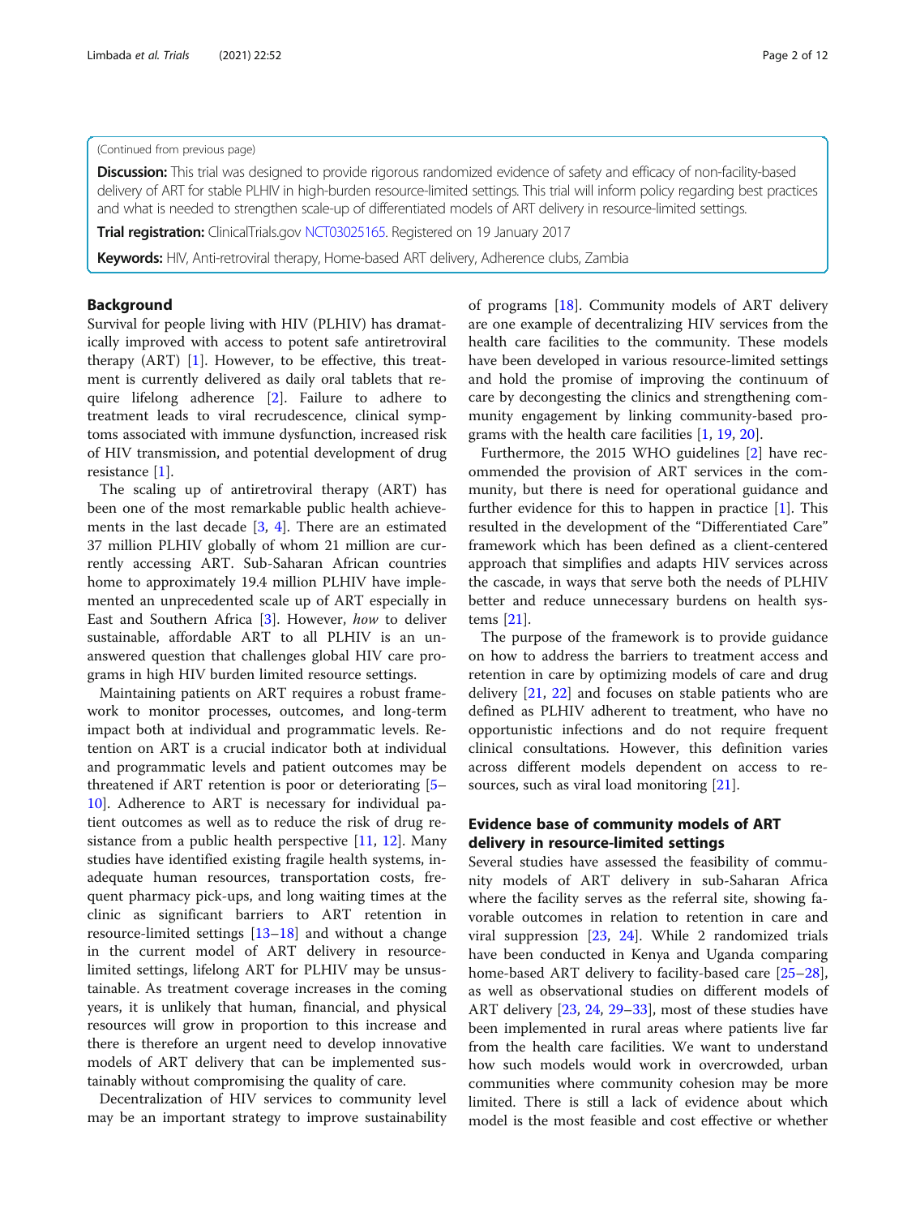(Continued from previous page)

**Discussion:** This trial was designed to provide rigorous randomized evidence of safety and efficacy of non-facility-based delivery of ART for stable PLHIV in high-burden resource-limited settings. This trial will inform policy regarding best practices and what is needed to strengthen scale-up of differentiated models of ART delivery in resource-limited settings.

**Trial registration:** ClinicalTrials.gov NCT03025165. Registered on 19 January 2017

**Keywords:** HIV, Anti-retroviral therapy, Home-based ART delivery, Adherence clubs, Zambia

## Background

Survival for people living with HIV (PLHIV) has dramatically improved with access to potent safe antiretroviral therapy (ART) [1]. However, to be effective, this treatment is currently delivered as daily oral tablets that require lifelong adherence [2]. Failure to adhere to treatment leads to viral recrudescence, clinical symptoms associated with immune dysfunction, increased risk of HIV transmission, and potential development of drug resistance [1].

The scaling up of antiretroviral therapy (ART) has been one of the most remarkable public health achievements in the last decade [3, 4]. There are an estimated 37 million PLHIV globally of whom 21 million are currently accessing ART. Sub-Saharan African countries home to approximately 19.4 million PLHIV have implemented an unprecedented scale up of ART especially in East and Southern Africa [3]. However, *how* to deliver sustainable, affordable ART to all PLHIV is an unanswered question that challenges global HIV care programs in high HIV burden limited resource settings.

Maintaining patients on ART requires a robust framework to monitor processes, outcomes, and long-term impact both at individual and programmatic levels. Retention on ART is a crucial indicator both at individual and programmatic levels and patient outcomes may be threatened if ART retention is poor or deteriorating [5–10]. Adherence to ART is necessary for individual patient outcomes as well as to reduce the risk of drug resistance from a public health perspective [11, 12]. Many studies have identified existing fragile health systems, inadequate human resources, transportation costs, frequent pharmacy pick-ups, and long waiting times at the clinic as significant barriers to ART retention in resource-limited settings [13–18] and without a change in the current model of ART delivery in resource-limited settings, lifelong ART for PLHIV may be unsustainable. As treatment coverage increases in the coming years, it is unlikely that human, financial, and physical resources will grow in proportion to this increase and there is therefore an urgent need to develop innovative models of ART delivery that can be implemented sustainably without compromising the quality of care.

Decentralization of HIV services to community level may be an important strategy to improve sustainability of programs [18]. Community models of ART delivery are one example of decentralizing HIV services from the health care facilities to the community. These models have been developed in various resource-limited settings and hold the promise of improving the continuum of care by decongesting the clinics and strengthening community engagement by linking community-based programs with the health care facilities [1, 19, 20].

Furthermore, the 2015 WHO guidelines [2] have recommended the provision of ART services in the community, but there is need for operational guidance and further evidence for this to happen in practice [1]. This resulted in the development of the "Differentiated Care" framework which has been defined as a client-centered approach that simplifies and adapts HIV services across the cascade, in ways that serve both the needs of PLHIV better and reduce unnecessary burdens on health systems [21].

The purpose of the framework is to provide guidance on how to address the barriers to treatment access and retention in care by optimizing models of care and drug delivery [21, 22] and focuses on stable patients who are defined as PLHIV adherent to treatment, who have no opportunistic infections and do not require frequent clinical consultations. However, this definition varies across different models dependent on access to resources, such as viral load monitoring [21].

### Evidence base of community models of ART delivery in resource-limited settings

Several studies have assessed the feasibility of community models of ART delivery in sub-Saharan Africa where the facility serves as the referral site, showing favorable outcomes in relation to retention in care and viral suppression [23, 24]. While 2 randomized trials have been conducted in Kenya and Uganda comparing home-based ART delivery to facility-based care [25–28], as well as observational studies on different models of ART delivery [23, 24, 29–33], most of these studies have been implemented in rural areas where patients live far from the health care facilities. We want to understand how such models would work in overcrowded, urban communities where community cohesion may be more limited. There is still a lack of evidence about which model is the most feasible and cost effective or whether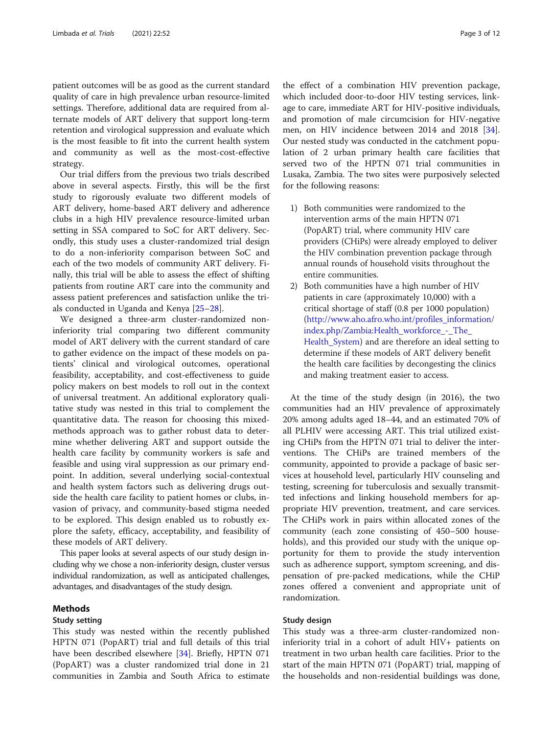patient outcomes will be as good as the current standard quality of care in high prevalence urban resource-limited settings. Therefore, additional data are required from alternate models of ART delivery that support long-term retention and virological suppression and evaluate which is the most feasible to fit into the current health system and community as well as the most-cost-effective strategy.

Our trial differs from the previous two trials described above in several aspects. Firstly, this will be the first study to rigorously evaluate two different models of ART delivery, home-based ART delivery and adherence clubs in a high HIV prevalence resource-limited urban setting in SSA compared to SoC for ART delivery. Secondly, this study uses a cluster-randomized trial design to do a non-inferiority comparison between SoC and each of the two models of community ART delivery. Finally, this trial will be able to assess the effect of shifting patients from routine ART care into the community and assess patient preferences and satisfaction unlike the trials conducted in Uganda and Kenya [25–28].

We designed a three-arm cluster-randomized non-inferiority trial comparing two different community model of ART delivery with the current standard of care to gather evidence on the impact of these models on patients' clinical and virological outcomes, operational feasibility, acceptability, and cost-effectiveness to guide policy makers on best models to roll out in the context of universal treatment. An additional exploratory qualitative study was nested in this trial to complement the quantitative data. The reason for choosing this mixed-methods approach was to gather robust data to determine whether delivering ART and support outside the health care facility by community workers is safe and feasible and using viral suppression as our primary endpoint. In addition, several underlying social-contextual and health system factors such as delivering drugs outside the health care facility to patient homes or clubs, invasion of privacy, and community-based stigma needed to be explored. This design enabled us to robustly explore the safety, efficacy, acceptability, and feasibility of these models of ART delivery.

This paper looks at several aspects of our study design including why we chose a non-inferiority design, cluster versus individual randomization, as well as anticipated challenges, advantages, and disadvantages of the study design.

## Methods

### Study setting

This study was nested within the recently published HPTN 071 (PopART) trial and full details of this trial have been described elsewhere [34]. Briefly, HPTN 071 (PopART) was a cluster randomized trial done in 21 communities in Zambia and South Africa to estimate the effect of a combination HIV prevention package, which included door-to-door HIV testing services, linkage to care, immediate ART for HIV-positive individuals, and promotion of male circumcision for HIV-negative men, on HIV incidence between 2014 and 2018 [34]. Our nested study was conducted in the catchment population of 2 urban primary health care facilities that served two of the HPTN 071 trial communities in Lusaka, Zambia. The two sites were purposively selected for the following reasons:

1) Both communities were randomized to the intervention arms of the main HPTN 071 (PopART) trial, where community HIV care providers (CHiPs) were already employed to deliver the HIV combination prevention package through annual rounds of household visits throughout the entire communities.
2) Both communities have a high number of HIV patients in care (approximately 10,000) with a critical shortage of staff (0.8 per 1000 population) (http://www.aho.afro.who.int/profiles_information/index.php/Zambia:Health_workforce_-_The_Health_System) and are therefore an ideal setting to determine if these models of ART delivery benefit the health care facilities by decongesting the clinics and making treatment easier to access.

At the time of the study design (in 2016), the two communities had an HIV prevalence of approximately 20% among adults aged 18–44, and an estimated 70% of all PLHIV were accessing ART. This trial utilized existing CHiPs from the HPTN 071 trial to deliver the interventions. The CHiPs are trained members of the community, appointed to provide a package of basic services at household level, particularly HIV counseling and testing, screening for tuberculosis and sexually transmitted infections and linking household members for appropriate HIV prevention, treatment, and care services. The CHiPs work in pairs within allocated zones of the community (each zone consisting of 450–500 households), and this provided our study with the unique opportunity for them to provide the study intervention such as adherence support, symptom screening, and dispensation of pre-packed medications, while the CHiP zones offered a convenient and appropriate unit of randomization.

### Study design

This study was a three-arm cluster-randomized non-inferiority trial in a cohort of adult HIV+ patients on treatment in two urban health care facilities. Prior to the start of the main HPTN 071 (PopART) trial, mapping of the households and non-residential buildings was done,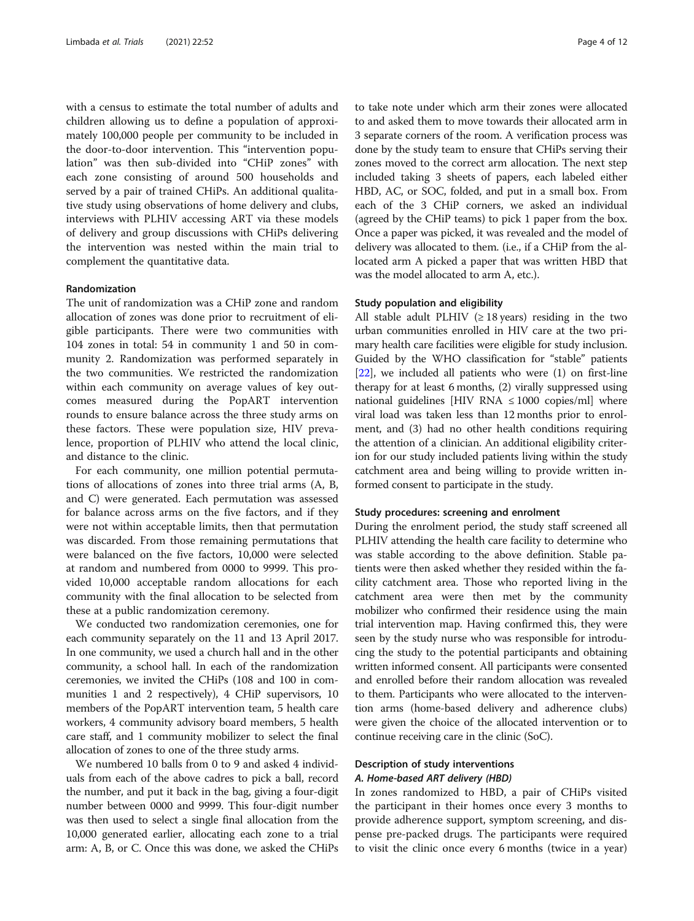with a census to estimate the total number of adults and children allowing us to define a population of approximately 100,000 people per community to be included in the door-to-door intervention. This "intervention population" was then sub-divided into "CHiP zones" with each zone consisting of around 500 households and served by a pair of trained CHiPs. An additional qualitative study using observations of home delivery and clubs, interviews with PLHIV accessing ART via these models of delivery and group discussions with CHiPs delivering the intervention was nested within the main trial to complement the quantitative data.

### Randomization

The unit of randomization was a CHiP zone and random allocation of zones was done prior to recruitment of eligible participants. There were two communities with 104 zones in total: 54 in community 1 and 50 in community 2. Randomization was performed separately in the two communities. We restricted the randomization within each community on average values of key outcomes measured during the PopART intervention rounds to ensure balance across the three study arms on these factors. These were population size, HIV prevalence, proportion of PLHIV who attend the local clinic, and distance to the clinic.

For each community, one million potential permutations of allocations of zones into three trial arms (A, B, and C) were generated. Each permutation was assessed for balance across arms on the five factors, and if they were not within acceptable limits, then that permutation was discarded. From those remaining permutations that were balanced on the five factors, 10,000 were selected at random and numbered from 0000 to 9999. This provided 10,000 acceptable random allocations for each community with the final allocation to be selected from these at a public randomization ceremony.

We conducted two randomization ceremonies, one for each community separately on the 11 and 13 April 2017. In one community, we used a church hall and in the other community, a school hall. In each of the randomization ceremonies, we invited the CHiPs (108 and 100 in communities 1 and 2 respectively), 4 CHiP supervisors, 10 members of the PopART intervention team, 5 health care workers, 4 community advisory board members, 5 health care staff, and 1 community mobilizer to select the final allocation of zones to one of the three study arms.

We numbered 10 balls from 0 to 9 and asked 4 individuals from each of the above cadres to pick a ball, record the number, and put it back in the bag, giving a four-digit number between 0000 and 9999. This four-digit number was then used to select a single final allocation from the 10,000 generated earlier, allocating each zone to a trial arm: A, B, or C. Once this was done, we asked the CHiPs to take note under which arm their zones were allocated to and asked them to move towards their allocated arm in 3 separate corners of the room. A verification process was done by the study team to ensure that CHiPs serving their zones moved to the correct arm allocation. The next step included taking 3 sheets of papers, each labeled either HBD, AC, or SOC, folded, and put in a small box. From each of the 3 CHiP corners, we asked an individual (agreed by the CHiP teams) to pick 1 paper from the box. Once a paper was picked, it was revealed and the model of delivery was allocated to them. (i.e., if a CHiP from the allocated arm A picked a paper that was written HBD that was the model allocated to arm A, etc.).

### Study population and eligibility

All stable adult PLHIV (≥ 18 years) residing in the two urban communities enrolled in HIV care at the two primary health care facilities were eligible for study inclusion. Guided by the WHO classification for "stable" patients [22], we included all patients who were (1) on first-line therapy for at least 6 months, (2) virally suppressed using national guidelines [HIV RNA ≤ 1000 copies/ml] where viral load was taken less than 12 months prior to enrolment, and (3) had no other health conditions requiring the attention of a clinician. An additional eligibility criterion for our study included patients living within the study catchment area and being willing to provide written informed consent to participate in the study.

### Study procedures: screening and enrolment

During the enrolment period, the study staff screened all PLHIV attending the health care facility to determine who was stable according to the above definition. Stable patients were then asked whether they resided within the facility catchment area. Those who reported living in the catchment area were then met by the community mobilizer who confirmed their residence using the main trial intervention map. Having confirmed this, they were seen by the study nurse who was responsible for introducing the study to the potential participants and obtaining written informed consent. All participants were consented and enrolled before their random allocation was revealed to them. Participants who were allocated to the intervention arms (home-based delivery and adherence clubs) were given the choice of the allocated intervention or to continue receiving care in the clinic (SoC).

### Description of study interventions

#### *A. Home-based ART delivery (HBD)*

In zones randomized to HBD, a pair of CHiPs visited the participant in their homes once every 3 months to provide adherence support, symptom screening, and dispense pre-packed drugs. The participants were required to visit the clinic once every 6 months (twice in a year)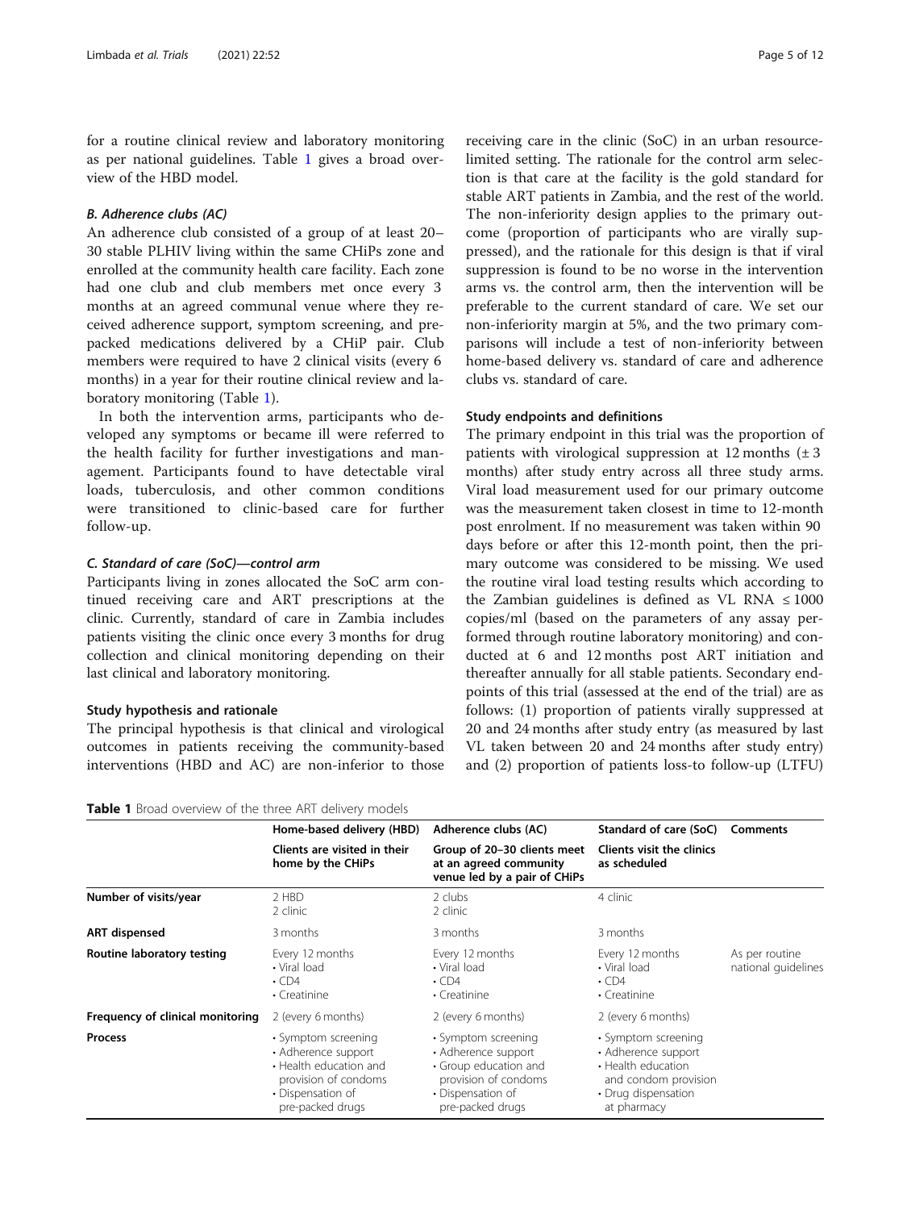for a routine clinical review and laboratory monitoring as per national guidelines. Table 1 gives a broad overview of the HBD model.

#### *B. Adherence clubs (AC)*

An adherence club consisted of a group of at least 20–30 stable PLHIV living within the same CHiPs zone and enrolled at the community health care facility. Each zone had one club and club members met once every 3 months at an agreed communal venue where they received adherence support, symptom screening, and pre-packed medications delivered by a CHiP pair. Club members were required to have 2 clinical visits (every 6 months) in a year for their routine clinical review and laboratory monitoring (Table 1).

In both the intervention arms, participants who developed any symptoms or became ill were referred to the health facility for further investigations and management. Participants found to have detectable viral loads, tuberculosis, and other common conditions were transitioned to clinic-based care for further follow-up.

#### *C. Standard of care (SoC)—control arm*

Participants living in zones allocated the SoC arm continued receiving care and ART prescriptions at the clinic. Currently, standard of care in Zambia includes patients visiting the clinic once every 3 months for drug collection and clinical monitoring depending on their last clinical and laboratory monitoring.

### Study hypothesis and rationale

The principal hypothesis is that clinical and virological outcomes in patients receiving the community-based interventions (HBD and AC) are non-inferior to those receiving care in the clinic (SoC) in an urban resource-limited setting. The rationale for the control arm selection is that care at the facility is the gold standard for stable ART patients in Zambia, and the rest of the world. The non-inferiority design applies to the primary outcome (proportion of participants who are virally suppressed), and the rationale for this design is that if viral suppression is found to be no worse in the intervention arms vs. the control arm, then the intervention will be preferable to the current standard of care. We set our non-inferiority margin at 5%, and the two primary comparisons will include a test of non-inferiority between home-based delivery vs. standard of care and adherence clubs vs. standard of care.

### Study endpoints and definitions

The primary endpoint in this trial was the proportion of patients with virological suppression at 12 months (± 3 months) after study entry across all three study arms. Viral load measurement used for our primary outcome was the measurement taken closest in time to 12-month post enrolment. If no measurement was taken within 90 days before or after this 12-month point, then the primary outcome was considered to be missing. We used the routine viral load testing results which according to the Zambian guidelines is defined as VL RNA ≤ 1000 copies/ml (based on the parameters of any assay performed through routine laboratory monitoring) and conducted at 6 and 12 months post ART initiation and thereafter annually for all stable patients. Secondary endpoints of this trial (assessed at the end of the trial) are as follows: (1) proportion of patients virally suppressed at 20 and 24 months after study entry (as measured by last VL taken between 20 and 24 months after study entry) and (2) proportion of patients loss-to follow-up (LTFU)

**Table 1** Broad overview of the three ART delivery models

| | Home-based delivery (HBD) | Adherence clubs (AC) | Standard of care (SoC) | Comments |
|---|---|---|---|---|
| | **Clients are visited in their home by the CHiPs** | **Group of 20–30 clients meet at an agreed community venue led by a pair of CHiPs** | **Clients visit the clinics as scheduled** | |
| **Number of visits/year** | 2 HBD<br>2 clinic | 2 clubs<br>2 clinic | 4 clinic | |
| **ART dispensed** | 3 months | 3 months | 3 months | |
| **Routine laboratory testing** | Every 12 months<br>• Viral load<br>• CD4<br>• Creatinine | Every 12 months<br>• Viral load<br>• CD4<br>• Creatinine | Every 12 months<br>• Viral load<br>• CD4<br>• Creatinine | As per routine national guidelines |
| **Frequency of clinical monitoring** | 2 (every 6 months) | 2 (every 6 months) | 2 (every 6 months) | |
| **Process** | • Symptom screening<br>• Adherence support<br>• Health education and provision of condoms<br>• Dispensation of pre-packed drugs | • Symptom screening<br>• Adherence support<br>• Group education and provision of condoms<br>• Dispensation of pre-packed drugs | • Symptom screening<br>• Adherence support<br>• Health education and condom provision<br>• Drug dispensation at pharmacy | |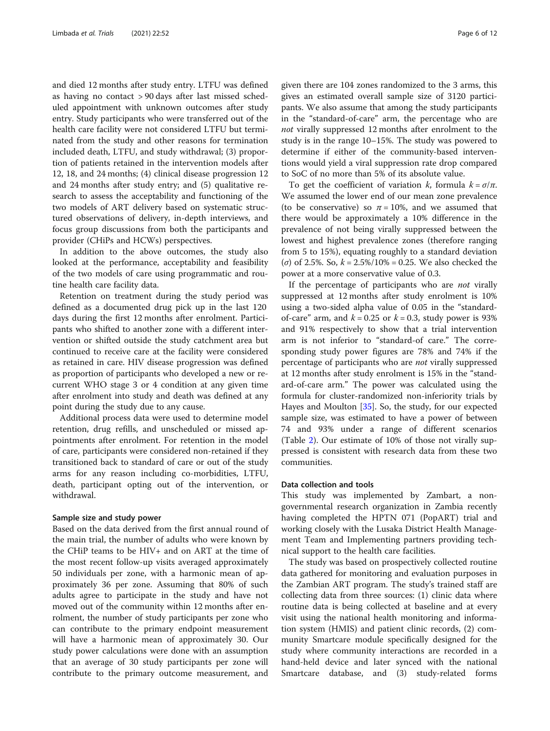and died 12 months after study entry. LTFU was defined as having no contact > 90 days after last missed scheduled appointment with unknown outcomes after study entry. Study participants who were transferred out of the health care facility were not considered LTFU but terminated from the study and other reasons for termination included death, LTFU, and study withdrawal; (3) proportion of patients retained in the intervention models after 12, 18, and 24 months; (4) clinical disease progression 12 and 24 months after study entry; and (5) qualitative research to assess the acceptability and functioning of the two models of ART delivery based on systematic structured observations of delivery, in-depth interviews, and focus group discussions from both the participants and provider (CHiPs and HCWs) perspectives.

In addition to the above outcomes, the study also looked at the performance, acceptability and feasibility of the two models of care using programmatic and routine health care facility data.

Retention on treatment during the study period was defined as a documented drug pick up in the last 120 days during the first 12 months after enrolment. Participants who shifted to another zone with a different intervention or shifted outside the study catchment area but continued to receive care at the facility were considered as retained in care. HIV disease progression was defined as proportion of participants who developed a new or recurrent WHO stage 3 or 4 condition at any given time after enrolment into study and death was defined at any point during the study due to any cause.

Additional process data were used to determine model retention, drug refills, and unscheduled or missed appointments after enrolment. For retention in the model of care, participants were considered non-retained if they transitioned back to standard of care or out of the study arms for any reason including co-morbidities, LTFU, death, participant opting out of the intervention, or withdrawal.

### Sample size and study power

Based on the data derived from the first annual round of the main trial, the number of adults who were known by the CHiP teams to be HIV+ and on ART at the time of the most recent follow-up visits averaged approximately 50 individuals per zone, with a harmonic mean of approximately 36 per zone. Assuming that 80% of such adults agree to participate in the study and have not moved out of the community within 12 months after enrolment, the number of study participants per zone who can contribute to the primary endpoint measurement will have a harmonic mean of approximately 30. Our study power calculations were done with an assumption that an average of 30 study participants per zone will contribute to the primary outcome measurement, and given there are 104 zones randomized to the 3 arms, this gives an estimated overall sample size of 3120 participants. We also assume that among the study participants in the "standard-of-care" arm, the percentage who are *not* virally suppressed 12 months after enrolment to the study is in the range 10–15%. The study was powered to determine if either of the community-based interventions would yield a viral suppression rate drop compared to SoC of no more than 5% of its absolute value.

To get the coefficient of variation $k$, formula $k = \sigma/\pi$. We assumed the lower end of our mean zone prevalence (to be conservative) so $\pi = 10\%$, and we assumed that there would be approximately a 10% difference in the prevalence of not being virally suppressed between the lowest and highest prevalence zones (therefore ranging from 5 to 15%), equating roughly to a standard deviation ($\sigma$) of 2.5%. So, $k = 2.5\%/10\% = 0.25$. We also checked the power at a more conservative value of 0.3.

If the percentage of participants who are *not* virally suppressed at 12 months after study enrolment is 10% using a two-sided alpha value of 0.05 in the "standard-of-care" arm, and $k = 0.25$ or $k = 0.3$, study power is 93% and 91% respectively to show that a trial intervention arm is not inferior to "standard-of care." The corresponding study power figures are 78% and 74% if the percentage of participants who are *not* virally suppressed at 12 months after study enrolment is 15% in the "standard-of-care arm." The power was calculated using the formula for cluster-randomized non-inferiority trials by Hayes and Moulton [35]. So, the study, for our expected sample size, was estimated to have a power of between 74 and 93% under a range of different scenarios (Table 2). Our estimate of 10% of those not virally suppressed is consistent with research data from these two communities.

### Data collection and tools

This study was implemented by Zambart, a non-governmental research organization in Zambia recently having completed the HPTN 071 (PopART) trial and working closely with the Lusaka District Health Management Team and Implementing partners providing technical support to the health care facilities.

The study was based on prospectively collected routine data gathered for monitoring and evaluation purposes in the Zambian ART program. The study's trained staff are collecting data from three sources: (1) clinic data where routine data is being collected at baseline and at every visit using the national health monitoring and information system (HMIS) and patient clinic records, (2) community Smartcare module specifically designed for the study where community interactions are recorded in a hand-held device and later synced with the national Smartcare database, and (3) study-related forms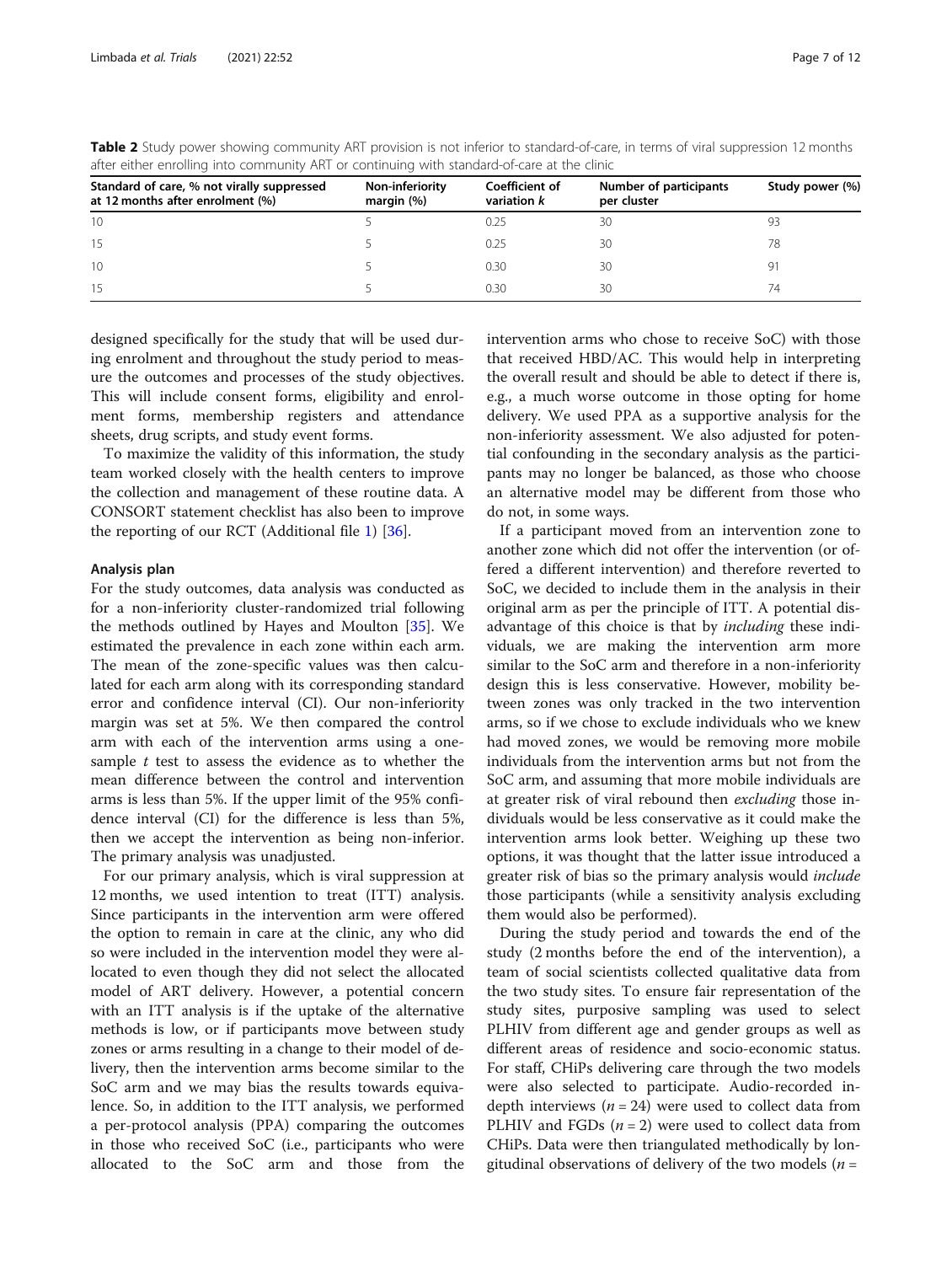**Table 2** Study power showing community ART provision is not inferior to standard-of-care, in terms of viral suppression 12 months after either enrolling into community ART or continuing with standard-of-care at the clinic

| Standard of care, % not virally suppressed at 12 months after enrolment (%) | Non-inferiority margin (%) | Coefficient of variation *k* | Number of participants per cluster | Study power (%) |
|---|---|---|---|---|
| 10 | 5 | 0.25 | 30 | 93 |
| 15 | 5 | 0.25 | 30 | 78 |
| 10 | 5 | 0.30 | 30 | 91 |
| 15 | 5 | 0.30 | 30 | 74 |

designed specifically for the study that will be used during enrolment and throughout the study period to measure the outcomes and processes of the study objectives. This will include consent forms, eligibility and enrolment forms, membership registers and attendance sheets, drug scripts, and study event forms.

To maximize the validity of this information, the study team worked closely with the health centers to improve the collection and management of these routine data. A CONSORT statement checklist has also been to improve the reporting of our RCT (Additional file 1) [36].

### Analysis plan

For the study outcomes, data analysis was conducted as for a non-inferiority cluster-randomized trial following the methods outlined by Hayes and Moulton [35]. We estimated the prevalence in each zone within each arm. The mean of the zone-specific values was then calculated for each arm along with its corresponding standard error and confidence interval (CI). Our non-inferiority margin was set at 5%. We then compared the control arm with each of the intervention arms using a one-sample $t$ test to assess the evidence as to whether the mean difference between the control and intervention arms is less than 5%. If the upper limit of the 95% confidence interval (CI) for the difference is less than 5%, then we accept the intervention as being non-inferior. The primary analysis was unadjusted.

For our primary analysis, which is viral suppression at 12 months, we used intention to treat (ITT) analysis. Since participants in the intervention arm were offered the option to remain in care at the clinic, any who did so were included in the intervention model they were allocated to even though they did not select the allocated model of ART delivery. However, a potential concern with an ITT analysis is if the uptake of the alternative methods is low, or if participants move between study zones or arms resulting in a change to their model of delivery, then the intervention arms become similar to the SoC arm and we may bias the results towards equivalence. So, in addition to the ITT analysis, we performed a per-protocol analysis (PPA) comparing the outcomes in those who received SoC (i.e., participants who were allocated to the SoC arm and those from the intervention arms who chose to receive SoC) with those that received HBD/AC. This would help in interpreting the overall result and should be able to detect if there is, e.g., a much worse outcome in those opting for home delivery. We used PPA as a supportive analysis for the non-inferiority assessment. We also adjusted for potential confounding in the secondary analysis as the participants may no longer be balanced, as those who choose an alternative model may be different from those who do not, in some ways.

If a participant moved from an intervention zone to another zone which did not offer the intervention (or offered a different intervention) and therefore reverted to SoC, we decided to include them in the analysis in their original arm as per the principle of ITT. A potential disadvantage of this choice is that by *including* these individuals, we are making the intervention arm more similar to the SoC arm and therefore in a non-inferiority design this is less conservative. However, mobility between zones was only tracked in the two intervention arms, so if we chose to exclude individuals who we knew had moved zones, we would be removing more mobile individuals from the intervention arms but not from the SoC arm, and assuming that more mobile individuals are at greater risk of viral rebound then *excluding* those individuals would be less conservative as it could make the intervention arms look better. Weighing up these two options, it was thought that the latter issue introduced a greater risk of bias so the primary analysis would *include* those participants (while a sensitivity analysis excluding them would also be performed).

During the study period and towards the end of the study (2 months before the end of the intervention), a team of social scientists collected qualitative data from the two study sites. To ensure fair representation of the study sites, purposive sampling was used to select PLHIV from different age and gender groups as well as different areas of residence and socio-economic status. For staff, CHiPs delivering care through the two models were also selected to participate. Audio-recorded in-depth interviews ($n = 24$) were used to collect data from PLHIV and FGDs ($n = 2$) were used to collect data from CHiPs. Data were then triangulated methodically by longitudinal observations of delivery of the two models ($n =$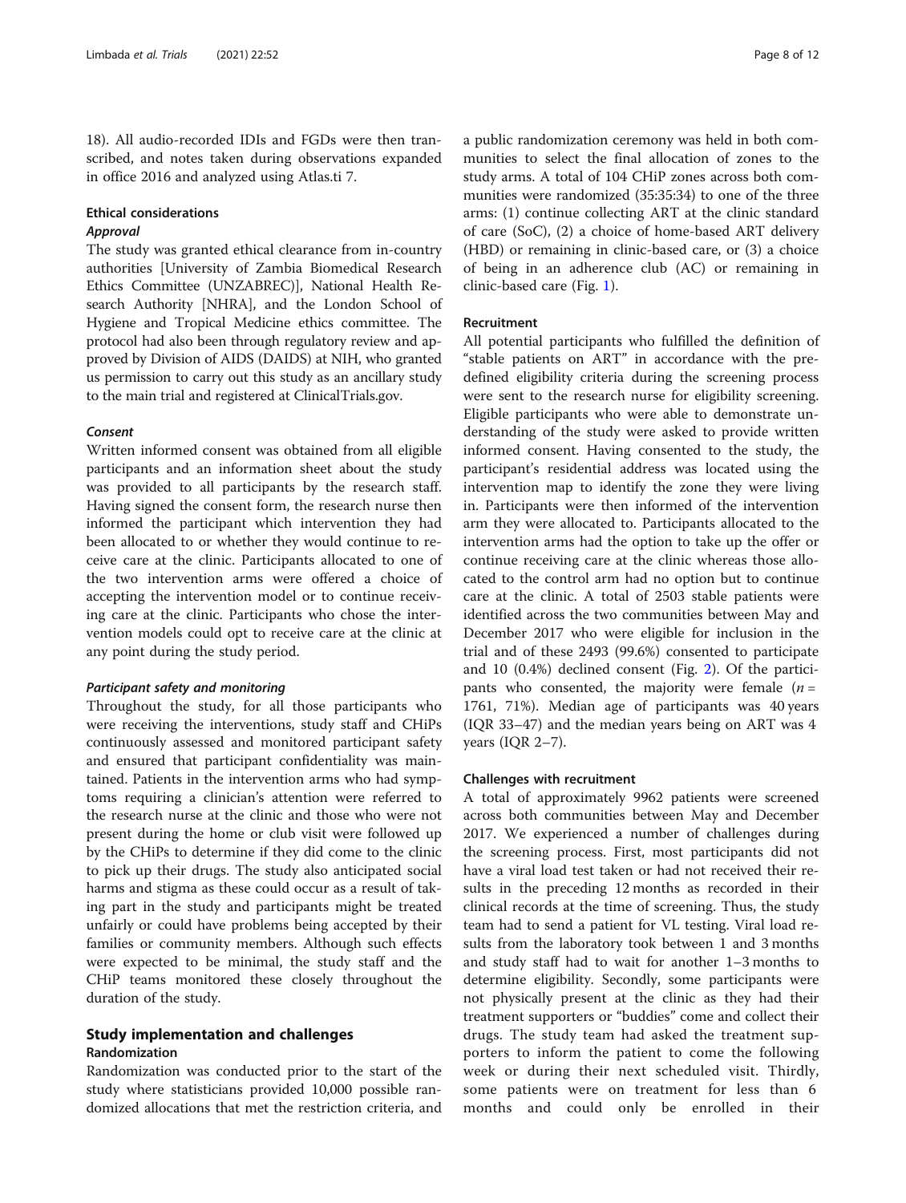18). All audio-recorded IDIs and FGDs were then transcribed, and notes taken during observations expanded in office 2016 and analyzed using Atlas.ti 7.

### Ethical considerations

#### *Approval*

The study was granted ethical clearance from in-country authorities [University of Zambia Biomedical Research Ethics Committee (UNZABREC)], National Health Research Authority [NHRA], and the London School of Hygiene and Tropical Medicine ethics committee. The protocol had also been through regulatory review and approved by Division of AIDS (DAIDS) at NIH, who granted us permission to carry out this study as an ancillary study to the main trial and registered at ClinicalTrials.gov.

#### *Consent*

Written informed consent was obtained from all eligible participants and an information sheet about the study was provided to all participants by the research staff. Having signed the consent form, the research nurse then informed the participant which intervention they had been allocated to or whether they would continue to receive care at the clinic. Participants allocated to one of the two intervention arms were offered a choice of accepting the intervention model or to continue receiving care at the clinic. Participants who chose the intervention models could opt to receive care at the clinic at any point during the study period.

#### *Participant safety and monitoring*

Throughout the study, for all those participants who were receiving the interventions, study staff and CHiPs continuously assessed and monitored participant safety and ensured that participant confidentiality was maintained. Patients in the intervention arms who had symptoms requiring a clinician's attention were referred to the research nurse at the clinic and those who were not present during the home or club visit were followed up by the CHiPs to determine if they did come to the clinic to pick up their drugs. The study also anticipated social harms and stigma as these could occur as a result of taking part in the study and participants might be treated unfairly or could have problems being accepted by their families or community members. Although such effects were expected to be minimal, the study staff and the CHiP teams monitored these closely throughout the duration of the study.

## Study implementation and challenges

### Randomization

Randomization was conducted prior to the start of the study where statisticians provided 10,000 possible randomized allocations that met the restriction criteria, and a public randomization ceremony was held in both communities to select the final allocation of zones to the study arms. A total of 104 CHiP zones across both communities were randomized (35:35:34) to one of the three arms: (1) continue collecting ART at the clinic standard of care (SoC), (2) a choice of home-based ART delivery (HBD) or remaining in clinic-based care, or (3) a choice of being in an adherence club (AC) or remaining in clinic-based care (Fig. 1).

### Recruitment

All potential participants who fulfilled the definition of "stable patients on ART" in accordance with the predefined eligibility criteria during the screening process were sent to the research nurse for eligibility screening. Eligible participants who were able to demonstrate understanding of the study were asked to provide written informed consent. Having consented to the study, the participant's residential address was located using the intervention map to identify the zone they were living in. Participants were then informed of the intervention arm they were allocated to. Participants allocated to the intervention arms had the option to take up the offer or continue receiving care at the clinic whereas those allocated to the control arm had no option but to continue care at the clinic. A total of 2503 stable patients were identified across the two communities between May and December 2017 who were eligible for inclusion in the trial and of these 2493 (99.6%) consented to participate and 10 (0.4%) declined consent (Fig. 2). Of the participants who consented, the majority were female ($n$ = 1761, 71%). Median age of participants was 40 years (IQR 33–47) and the median years being on ART was 4 years (IQR 2–7).

### Challenges with recruitment

A total of approximately 9962 patients were screened across both communities between May and December 2017. We experienced a number of challenges during the screening process. First, most participants did not have a viral load test taken or had not received their results in the preceding 12 months as recorded in their clinical records at the time of screening. Thus, the study team had to send a patient for VL testing. Viral load results from the laboratory took between 1 and 3 months and study staff had to wait for another 1–3 months to determine eligibility. Secondly, some participants were not physically present at the clinic as they had their treatment supporters or "buddies" come and collect their drugs. The study team had asked the treatment supporters to inform the patient to come the following week or during their next scheduled visit. Thirdly, some patients were on treatment for less than 6 months and could only be enrolled in their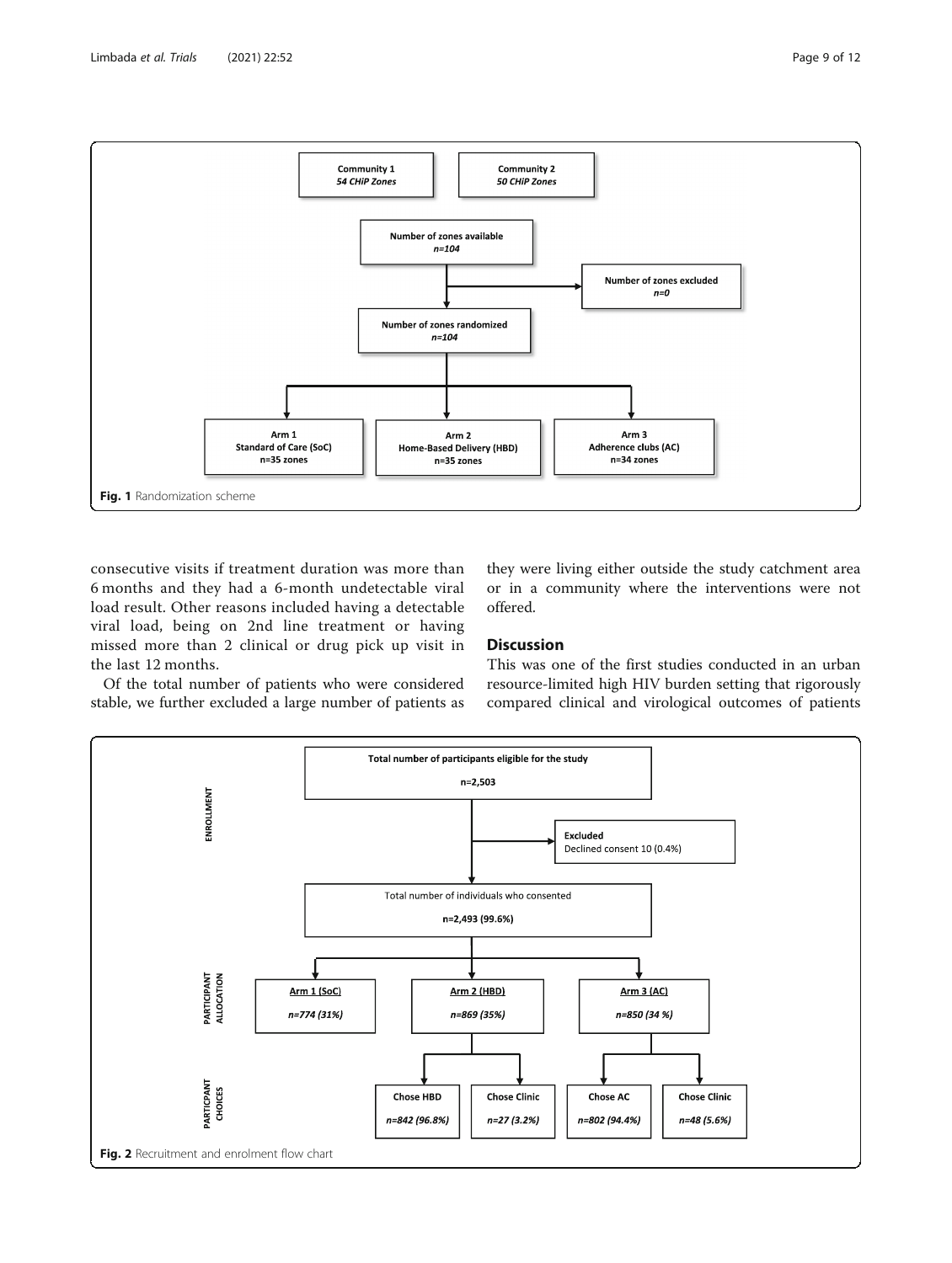Community 1
*54 CHiP Zones*

Community 2
*50 CHiP Zones*

Number of zones available
*n=104*

Number of zones excluded
*n=0*

Number of zones randomized
*n=104*

Arm 1
Standard of Care (SoC)
n=35 zones

Arm 2
Home-Based Delivery (HBD)
n=35 zones

Arm 3
Adherence clubs (AC)
n=34 zones

**Fig. 1** Randomization scheme

consecutive visits if treatment duration was more than 6 months and they had a 6-month undetectable viral load result. Other reasons included having a detectable viral load, being on 2nd line treatment or having missed more than 2 clinical or drug pick up visit in the last 12 months.

Of the total number of patients who were considered stable, we further excluded a large number of patients as they were living either outside the study catchment area or in a community where the interventions were not offered.

## Discussion

This was one of the first studies conducted in an urban resource-limited high HIV burden setting that rigorously compared clinical and virological outcomes of patients

ENROLLMENT

Total number of participants eligible for the study
n=2,503

Excluded
Declined consent 10 (0.4%)

Total number of individuals who consented
n=2,493 (99.6%)

PARTICIPANT ALLOCATION

Arm 1 (SoC)
*n=774 (31%)*

Arm 2 (HBD)
*n=869 (35%)*

Arm 3 (AC)
*n=850 (34 %)*

PARTICIPANT CHOICES

Chose HBD
*n=842 (96.8%)*

Chose Clinic
*n=27 (3.2%)*

Chose AC
*n=802 (94.4%)*

Chose Clinic
*n=48 (5.6%)*

**Fig. 2** Recruitment and enrolment flow chart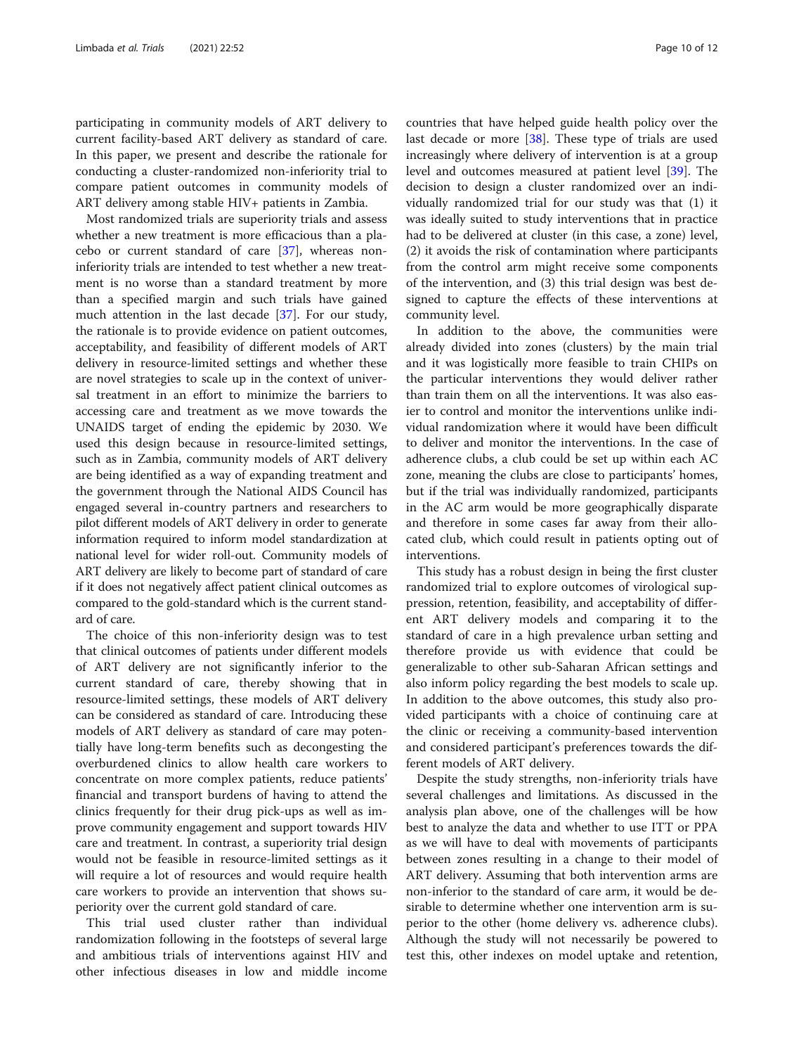participating in community models of ART delivery to current facility-based ART delivery as standard of care. In this paper, we present and describe the rationale for conducting a cluster-randomized non-inferiority trial to compare patient outcomes in community models of ART delivery among stable HIV+ patients in Zambia.

Most randomized trials are superiority trials and assess whether a new treatment is more efficacious than a placebo or current standard of care [37], whereas non-inferiority trials are intended to test whether a new treatment is no worse than a standard treatment by more than a specified margin and such trials have gained much attention in the last decade [37]. For our study, the rationale is to provide evidence on patient outcomes, acceptability, and feasibility of different models of ART delivery in resource-limited settings and whether these are novel strategies to scale up in the context of universal treatment in an effort to minimize the barriers to accessing care and treatment as we move towards the UNAIDS target of ending the epidemic by 2030. We used this design because in resource-limited settings, such as in Zambia, community models of ART delivery are being identified as a way of expanding treatment and the government through the National AIDS Council has engaged several in-country partners and researchers to pilot different models of ART delivery in order to generate information required to inform model standardization at national level for wider roll-out. Community models of ART delivery are likely to become part of standard of care if it does not negatively affect patient clinical outcomes as compared to the gold-standard which is the current standard of care.

The choice of this non-inferiority design was to test that clinical outcomes of patients under different models of ART delivery are not significantly inferior to the current standard of care, thereby showing that in resource-limited settings, these models of ART delivery can be considered as standard of care. Introducing these models of ART delivery as standard of care may potentially have long-term benefits such as decongesting the overburdened clinics to allow health care workers to concentrate on more complex patients, reduce patients' financial and transport burdens of having to attend the clinics frequently for their drug pick-ups as well as improve community engagement and support towards HIV care and treatment. In contrast, a superiority trial design would not be feasible in resource-limited settings as it will require a lot of resources and would require health care workers to provide an intervention that shows superiority over the current gold standard of care.

This trial used cluster rather than individual randomization following in the footsteps of several large and ambitious trials of interventions against HIV and other infectious diseases in low and middle income countries that have helped guide health policy over the last decade or more [38]. These type of trials are used increasingly where delivery of intervention is at a group level and outcomes measured at patient level [39]. The decision to design a cluster randomized over an individually randomized trial for our study was that (1) it was ideally suited to study interventions that in practice had to be delivered at cluster (in this case, a zone) level, (2) it avoids the risk of contamination where participants from the control arm might receive some components of the intervention, and (3) this trial design was best designed to capture the effects of these interventions at community level.

In addition to the above, the communities were already divided into zones (clusters) by the main trial and it was logistically more feasible to train CHIPs on the particular interventions they would deliver rather than train them on all the interventions. It was also easier to control and monitor the interventions unlike individual randomization where it would have been difficult to deliver and monitor the interventions. In the case of adherence clubs, a club could be set up within each AC zone, meaning the clubs are close to participants' homes, but if the trial was individually randomized, participants in the AC arm would be more geographically disparate and therefore in some cases far away from their allocated club, which could result in patients opting out of interventions.

This study has a robust design in being the first cluster randomized trial to explore outcomes of virological suppression, retention, feasibility, and acceptability of different ART delivery models and comparing it to the standard of care in a high prevalence urban setting and therefore provide us with evidence that could be generalizable to other sub-Saharan African settings and also inform policy regarding the best models to scale up. In addition to the above outcomes, this study also provided participants with a choice of continuing care at the clinic or receiving a community-based intervention and considered participant's preferences towards the different models of ART delivery.

Despite the study strengths, non-inferiority trials have several challenges and limitations. As discussed in the analysis plan above, one of the challenges will be how best to analyze the data and whether to use ITT or PPA as we will have to deal with movements of participants between zones resulting in a change to their model of ART delivery. Assuming that both intervention arms are non-inferior to the standard of care arm, it would be desirable to determine whether one intervention arm is superior to the other (home delivery vs. adherence clubs). Although the study will not necessarily be powered to test this, other indexes on model uptake and retention,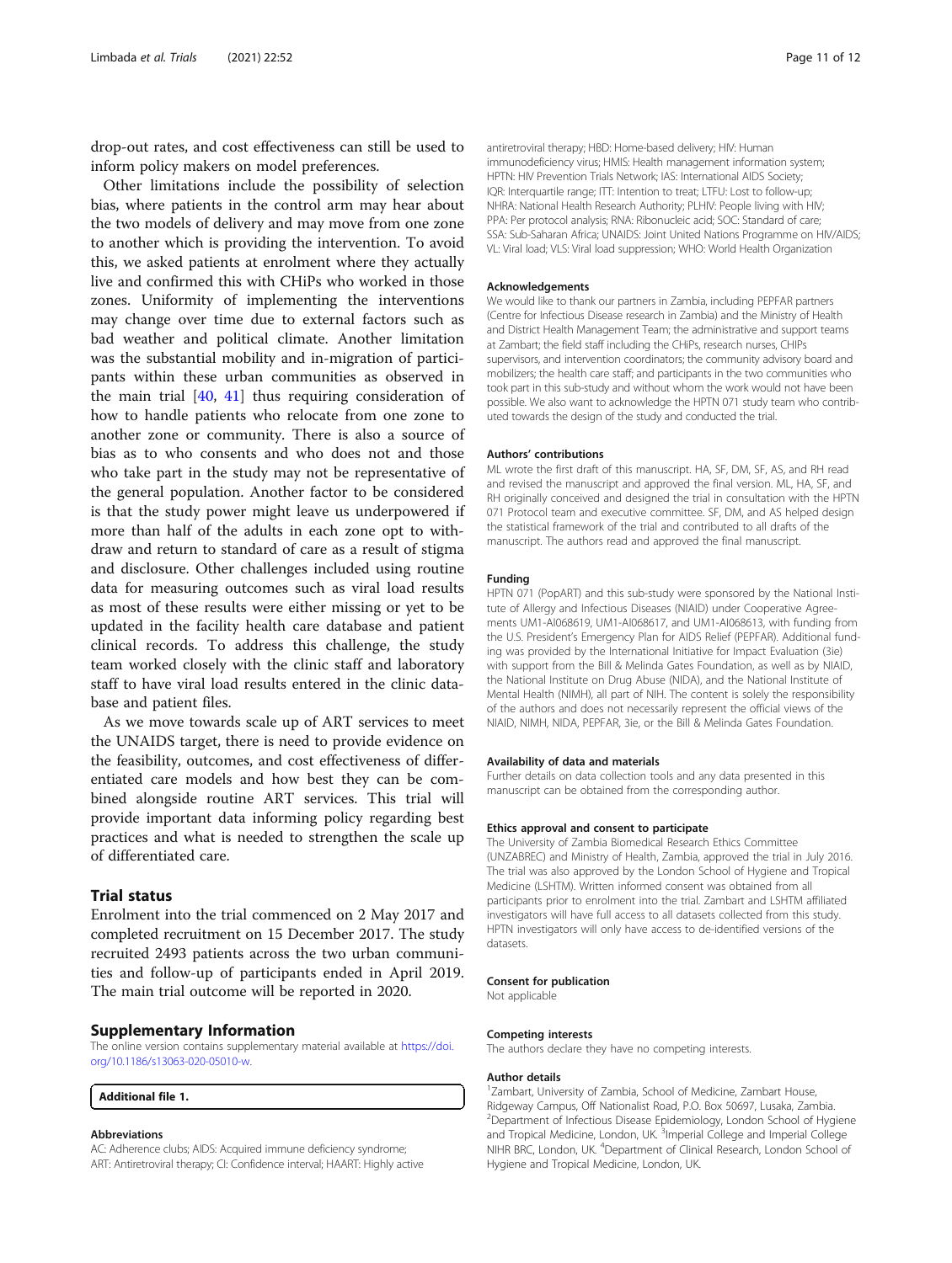drop-out rates, and cost effectiveness can still be used to inform policy makers on model preferences.

Other limitations include the possibility of selection bias, where patients in the control arm may hear about the two models of delivery and may move from one zone to another which is providing the intervention. To avoid this, we asked patients at enrolment where they actually live and confirmed this with CHiPs who worked in those zones. Uniformity of implementing the interventions may change over time due to external factors such as bad weather and political climate. Another limitation was the substantial mobility and in-migration of participants within these urban communities as observed in the main trial [40, 41] thus requiring consideration of how to handle patients who relocate from one zone to another zone or community. There is also a source of bias as to who consents and who does not and those who take part in the study may not be representative of the general population. Another factor to be considered is that the study power might leave us underpowered if more than half of the adults in each zone opt to withdraw and return to standard of care as a result of stigma and disclosure. Other challenges included using routine data for measuring outcomes such as viral load results as most of these results were either missing or yet to be updated in the facility health care database and patient clinical records. To address this challenge, the study team worked closely with the clinic staff and laboratory staff to have viral load results entered in the clinic database and patient files.

As we move towards scale up of ART services to meet the UNAIDS target, there is need to provide evidence on the feasibility, outcomes, and cost effectiveness of differentiated care models and how best they can be combined alongside routine ART services. This trial will provide important data informing policy regarding best practices and what is needed to strengthen the scale up of differentiated care.

## Trial status

Enrolment into the trial commenced on 2 May 2017 and completed recruitment on 15 December 2017. The study recruited 2493 patients across the two urban communities and follow-up of participants ended in April 2019. The main trial outcome will be reported in 2020.

## Supplementary Information

The online version contains supplementary material available at https://doi.org/10.1186/s13063-020-05010-w.

**Additional file 1.**

### Abbreviations

AC: Adherence clubs; AIDS: Acquired immune deficiency syndrome; ART: Antiretroviral therapy; CI: Confidence interval; HAART: Highly active antiretroviral therapy; HBD: Home-based delivery; HIV: Human immunodeficiency virus; HMIS: Health management information system; HPTN: HIV Prevention Trials Network; IAS: International AIDS Society; IQR: Interquartile range; ITT: Intention to treat; LTFU: Lost to follow-up; NHRA: National Health Research Authority; PLHIV: People living with HIV; PPA: Per protocol analysis; RNA: Ribonucleic acid; SOC: Standard of care; SSA: Sub-Saharan Africa; UNAIDS: Joint United Nations Programme on HIV/AIDS; VL: Viral load; VLS: Viral load suppression; WHO: World Health Organization

### Acknowledgements

We would like to thank our partners in Zambia, including PEPFAR partners (Centre for Infectious Disease research in Zambia) and the Ministry of Health and District Health Management Team; the administrative and support teams at Zambart; the field staff including the CHiPs, research nurses, CHIPs supervisors, and intervention coordinators; the community advisory board and mobilizers; the health care staff; and participants in the two communities who took part in this sub-study and without whom the work would not have been possible. We also want to acknowledge the HPTN 071 study team who contributed towards the design of the study and conducted the trial.

### Authors' contributions

ML wrote the first draft of this manuscript. HA, SF, DM, SF, AS, and RH read and revised the manuscript and approved the final version. ML, HA, SF, and RH originally conceived and designed the trial in consultation with the HPTN 071 Protocol team and executive committee. SF, DM, and AS helped design the statistical framework of the trial and contributed to all drafts of the manuscript. The authors read and approved the final manuscript.

### Funding

HPTN 071 (PopART) and this sub-study were sponsored by the National Institute of Allergy and Infectious Diseases (NIAID) under Cooperative Agreements UM1-AI068619, UM1-AI068617, and UM1-AI068613, with funding from the U.S. President's Emergency Plan for AIDS Relief (PEPFAR). Additional funding was provided by the International Initiative for Impact Evaluation (3ie) with support from the Bill & Melinda Gates Foundation, as well as by NIAID, the National Institute on Drug Abuse (NIDA), and the National Institute of Mental Health (NIMH), all part of NIH. The content is solely the responsibility of the authors and does not necessarily represent the official views of the NIAID, NIMH, NIDA, PEPFAR, 3ie, or the Bill & Melinda Gates Foundation.

### Availability of data and materials

Further details on data collection tools and any data presented in this manuscript can be obtained from the corresponding author.

### Ethics approval and consent to participate

The University of Zambia Biomedical Research Ethics Committee (UNZABREC) and Ministry of Health, Zambia, approved the trial in July 2016. The trial was also approved by the London School of Hygiene and Tropical Medicine (LSHTM). Written informed consent was obtained from all participants prior to enrolment into the trial. Zambart and LSHTM affiliated investigators will have full access to all datasets collected from this study. HPTN investigators will only have access to de-identified versions of the datasets.

### Consent for publication

Not applicable

### Competing interests

The authors declare they have no competing interests.

### Author details

[1]Zambart, University of Zambia, School of Medicine, Zambart House, Ridgeway Campus, Off Nationalist Road, P.O. Box 50697, Lusaka, Zambia. [2]Department of Infectious Disease Epidemiology, London School of Hygiene and Tropical Medicine, London, UK. [3]Imperial College and Imperial College NIHR BRC, London, UK. [4]Department of Clinical Research, London School of Hygiene and Tropical Medicine, London, UK.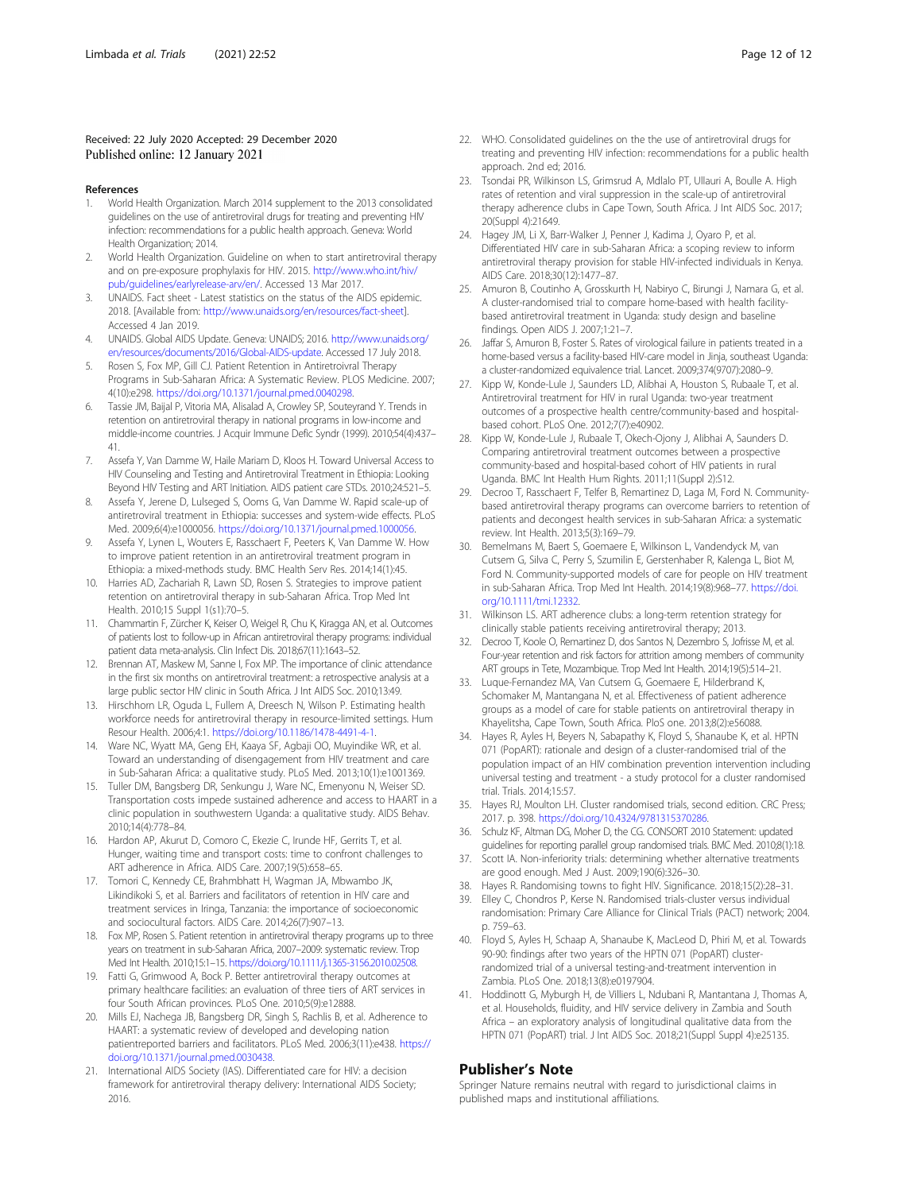Received: 22 July 2020 Accepted: 29 December 2020
Published online: 12 January 2021

### References

1. World Health Organization. March 2014 supplement to the 2013 consolidated guidelines on the use of antiretroviral drugs for treating and preventing HIV infection: recommendations for a public health approach. Geneva: World Health Organization; 2014.
2. World Health Organization. Guideline on when to start antiretroviral therapy and on pre-exposure prophylaxis for HIV. 2015. http://www.who.int/hiv/pub/guidelines/earlyrelease-arv/en/. Accessed 13 Mar 2017.
3. UNAIDS. Fact sheet - Latest statistics on the status of the AIDS epidemic. 2018. [Available from: http://www.unaids.org/en/resources/fact-sheet]. Accessed 4 Jan 2019.
4. UNAIDS. Global AIDS Update. Geneva: UNAIDS; 2016. http://www.unaids.org/en/resources/documents/2016/Global-AIDS-update. Accessed 17 July 2018.
5. Rosen S, Fox MP, Gill CJ. Patient Retention in Antiretroivral Therapy Programs in Sub-Saharan Africa: A Systematic Review. PLOS Medicine. 2007; 4(10):e298. https://doi.org/10.1371/journal.pmed.0040298.
6. Tassie JM, Baijal P, Vitoria MA, Alisalad A, Crowley SP, Souteyrand Y. Trends in retention on antiretroviral therapy in national programs in low-income and middle-income countries. J Acquir Immune Defic Syndr (1999). 2010;54(4):437–41.
7. Assefa Y, Van Damme W, Haile Mariam D, Kloos H. Toward Universal Access to HIV Counseling and Testing and Antiretroviral Treatment in Ethiopia: Looking Beyond HIV Testing and ART Initiation. AIDS patient care STDs. 2010;24:521–5.
8. Assefa Y, Jerene D, Lulseged S, Ooms G, Van Damme W. Rapid scale-up of antiretroviral treatment in Ethiopia: successes and system-wide effects. PLoS Med. 2009;6(4):e1000056. https://doi.org/10.1371/journal.pmed.1000056.
9. Assefa Y, Lynen L, Wouters E, Rasschaert F, Peeters K, Van Damme W. How to improve patient retention in an antiretroviral treatment program in Ethiopia: a mixed-methods study. BMC Health Serv Res. 2014;14(1):45.
10. Harries AD, Zachariah R, Lawn SD, Rosen S. Strategies to improve patient retention on antiretroviral therapy in sub-Saharan Africa. Trop Med Int Health. 2010;15 Suppl 1(s1):70–5.
11. Chammartin F, Zürcher K, Keiser O, Weigel R, Chu K, Kiragga AN, et al. Outcomes of patients lost to follow-up in African antiretroviral therapy programs: individual patient data meta-analysis. Clin Infect Dis. 2018;67(11):1643–52.
12. Brennan AT, Maskew M, Sanne I, Fox MP. The importance of clinic attendance in the first six months on antiretroviral treatment: a retrospective analysis at a large public sector HIV clinic in South Africa. J Int AIDS Soc. 2010;13:49.
13. Hirschhorn LR, Oguda L, Fullem A, Dreesch N, Wilson P. Estimating health workforce needs for antiretroviral therapy in resource-limited settings. Hum Resour Health. 2006;4:1. https://doi.org/10.1186/1478-4491-4-1.
14. Ware NC, Wyatt MA, Geng EH, Kaaya SF, Agbaji OO, Muyindike WR, et al. Toward an understanding of disengagement from HIV treatment and care in Sub-Saharan Africa: a qualitative study. PLoS Med. 2013;10(1):e1001369.
15. Tuller DM, Bangsberg DR, Senkungu J, Ware NC, Emenyonu N, Weiser SD. Transportation costs impede sustained adherence and access to HAART in a clinic population in southwestern Uganda: a qualitative study. AIDS Behav. 2010;14(4):778–84.
16. Hardon AP, Akurut D, Comoro C, Ekezie C, Irunde HF, Gerrits T, et al. Hunger, waiting time and transport costs: time to confront challenges to ART adherence in Africa. AIDS Care. 2007;19(5):658–65.
17. Tomori C, Kennedy CE, Brahmbhatt H, Wagman JA, Mbwambo JK, Likindikoki S, et al. Barriers and facilitators of retention in HIV care and treatment services in Iringa, Tanzania: the importance of socioeconomic and sociocultural factors. AIDS Care. 2014;26(7):907–13.
18. Fox MP, Rosen S. Patient retention in antiretroviral therapy programs up to three years on treatment in sub-Saharan Africa, 2007–2009: systematic review. Trop Med Int Health. 2010;15:1–15. https://doi.org/10.1111/j.1365-3156.2010.02508.
19. Fatti G, Grimwood A, Bock P. Better antiretroviral therapy outcomes at primary healthcare facilities: an evaluation of three tiers of ART services in four South African provinces. PLoS One. 2010;5(9):e12888.
20. Mills EJ, Nachega JB, Bangsberg DR, Singh S, Rachlis B, et al. Adherence to HAART: a systematic review of developed and developing nation patientreported barriers and facilitators. PLoS Med. 2006;3(11):e438. https://doi.org/10.1371/journal.pmed.0030438.
21. International AIDS Society (IAS). Differentiated care for HIV: a decision framework for antiretroviral therapy delivery: International AIDS Society; 2016.
22. WHO. Consolidated guidelines on the the use of antiretroviral drugs for treating and preventing HIV infection: recommendations for a public health approach. 2nd ed; 2016.
23. Tsondai PR, Wilkinson LS, Grimsrud A, Mdlalo PT, Ullauri A, Boulle A. High rates of retention and viral suppression in the scale-up of antiretroviral therapy adherence clubs in Cape Town, South Africa. J Int AIDS Soc. 2017; 20(Suppl 4):21649.
24. Hagey JM, Li X, Barr-Walker J, Penner J, Kadima J, Oyaro P, et al. Differentiated HIV care in sub-Saharan Africa: a scoping review to inform antiretroviral therapy provision for stable HIV-infected individuals in Kenya. AIDS Care. 2018;30(12):1477–87.
25. Amuron B, Coutinho A, Grosskurth H, Nabiryo C, Birungi J, Namara G, et al. A cluster-randomised trial to compare home-based with health facility-based antiretroviral treatment in Uganda: study design and baseline findings. Open AIDS J. 2007;1:21–7.
26. Jaffar S, Amuron B, Foster S. Rates of virological failure in patients treated in a home-based versus a facility-based HIV-care model in Jinja, southeast Uganda: a cluster-randomized equivalence trial. Lancet. 2009;374(9707):2080–9.
27. Kipp W, Konde-Lule J, Saunders LD, Alibhai A, Houston S, Rubaale T, et al. Antiretroviral treatment for HIV in rural Uganda: two-year treatment outcomes of a prospective health centre/community-based and hospital-based cohort. PLoS One. 2012;7(7):e40902.
28. Kipp W, Konde-Lule J, Rubaale T, Okech-Ojony J, Alibhai A, Saunders D. Comparing antiretroviral treatment outcomes between a prospective community-based and hospital-based cohort of HIV patients in rural Uganda. BMC Int Health Hum Rights. 2011;11(Suppl 2):S12.
29. Decroo T, Rasschaert F, Telfer B, Remartinez D, Laga M, Ford N. Community-based antiretroviral therapy programs can overcome barriers to retention of patients and decongest health services in sub-Saharan Africa: a systematic review. Int Health. 2013;5(3):169–79.
30. Bemelmans M, Baert S, Goemaere E, Wilkinson L, Vandendyck M, van Cutsem G, Silva C, Perry S, Szumilin E, Gerstenhaber R, Kalenga L, Biot M, Ford N. Community-supported models of care for people on HIV treatment in sub-Saharan Africa. Trop Med Int Health. 2014;19(8):968–77. https://doi.org/10.1111/tmi.12332.
31. Wilkinson LS. ART adherence clubs: a long-term retention strategy for clinically stable patients receiving antiretroviral therapy; 2013.
32. Decroo T, Koole O, Remartinez D, dos Santos N, Dezembro S, Jofrisse M, et al. Four-year retention and risk factors for attrition among members of community ART groups in Tete, Mozambique. Trop Med Int Health. 2014;19(5):514–21.
33. Luque-Fernandez MA, Van Cutsem G, Goemaere E, Hilderbrand K, Schomaker M, Mantangana N, et al. Effectiveness of patient adherence groups as a model of care for stable patients on antiretroviral therapy in Khayelitsha, Cape Town, South Africa. PloS one. 2013;8(2):e56088.
34. Hayes R, Ayles H, Beyers N, Sabapathy K, Floyd S, Shanaube K, et al. HPTN 071 (PopART): rationale and design of a cluster-randomised trial of the population impact of an HIV combination prevention intervention including universal testing and treatment - a study protocol for a cluster randomised trial. Trials. 2014;15:57.
35. Hayes RJ, Moulton LH. Cluster randomised trials, second edition. CRC Press; 2017. p. 398. https://doi.org/10.4324/9781315370286.
36. Schulz KF, Altman DG, Moher D, the CG. CONSORT 2010 Statement: updated guidelines for reporting parallel group randomised trials. BMC Med. 2010;8(1):18.
37. Scott IA. Non-inferiority trials: determining whether alternative treatments are good enough. Med J Aust. 2009;190(6):326–30.
38. Hayes R. Randomising towns to fight HIV. Significance. 2018;15(2):28–31.
39. Elley C, Chondros P, Kerse N. Randomised trials-cluster versus individual randomisation: Primary Care Alliance for Clinical Trials (PACT) network; 2004. p. 759–63.
40. Floyd S, Ayles H, Schaap A, Shanaube K, MacLeod D, Phiri M, et al. Towards 90-90: findings after two years of the HPTN 071 (PopART) cluster-randomized trial of a universal testing-and-treatment intervention in Zambia. PLoS One. 2018;13(8):e0197904.
41. Hoddinott G, Myburgh H, de Villiers L, Ndubani R, Mantantana J, Thomas A, et al. Households, fluidity, and HIV service delivery in Zambia and South Africa – an exploratory analysis of longitudinal qualitative data from the HPTN 071 (PopART) trial. J Int AIDS Soc. 2018;21(Suppl Suppl 4):e25135.

## Publisher's Note

Springer Nature remains neutral with regard to jurisdictional claims in published maps and institutional affiliations.